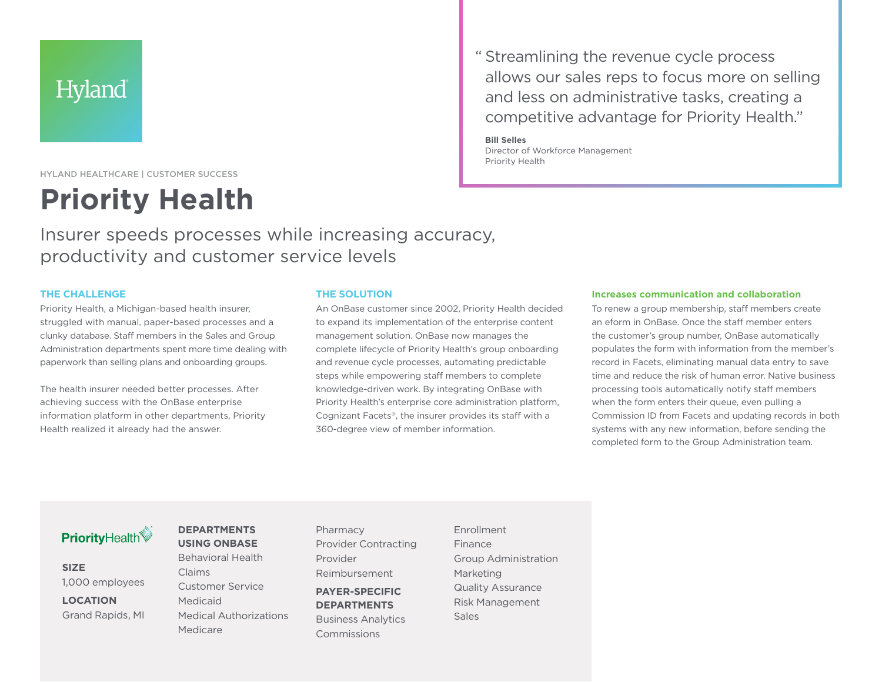Hyland

HYLAND HEALTHCARE | CUSTOMER SUCCESS

# Priority Health

## Insurer speeds processes while increasing accuracy, productivity and customer service levels

> "Streamlining the revenue cycle process allows our sales reps to focus more on selling and less on administrative tasks, creating a competitive advantage for Priority Health."
>
> **Bill Selles**
> Director of Workforce Management
> Priority Health

### THE CHALLENGE

Priority Health, a Michigan-based health insurer, struggled with manual, paper-based processes and a clunky database. Staff members in the Sales and Group Administration departments spent more time dealing with paperwork than selling plans and onboarding groups.

The health insurer needed better processes. After achieving success with the OnBase enterprise information platform in other departments, Priority Health realized it already had the answer.

### THE SOLUTION

An OnBase customer since 2002, Priority Health decided to expand its implementation of the enterprise content management solution. OnBase now manages the complete lifecycle of Priority Health's group onboarding and revenue cycle processes, automating predictable steps while empowering staff members to complete knowledge-driven work. By integrating OnBase with Priority Health's enterprise core administration platform, Cognizant Facets®, the insurer provides its staff with a 360-degree view of member information.

### Increases communication and collaboration

To renew a group membership, staff members create an eform in OnBase. Once the staff member enters the customer's group number, OnBase automatically populates the form with information from the member's record in Facets, eliminating manual data entry to save time and reduce the risk of human error. Native business processing tools automatically notify staff members when the form enters their queue, even pulling a Commission ID from Facets and updating records in both systems with any new information, before sending the completed form to the Group Administration team.

---

PriorityHealth

**SIZE**
1,000 employees

**LOCATION**
Grand Rapids, MI

**DEPARTMENTS USING ONBASE**
- Behavioral Health
- Claims
- Customer Service
- Medicaid
- Medical Authorizations
- Medicare
- Pharmacy
- Provider Contracting
- Provider Reimbursement

**PAYER-SPECIFIC DEPARTMENTS**
- Business Analytics
- Commissions
- Enrollment
- Finance
- Group Administration
- Marketing
- Quality Assurance
- Risk Management
- Sales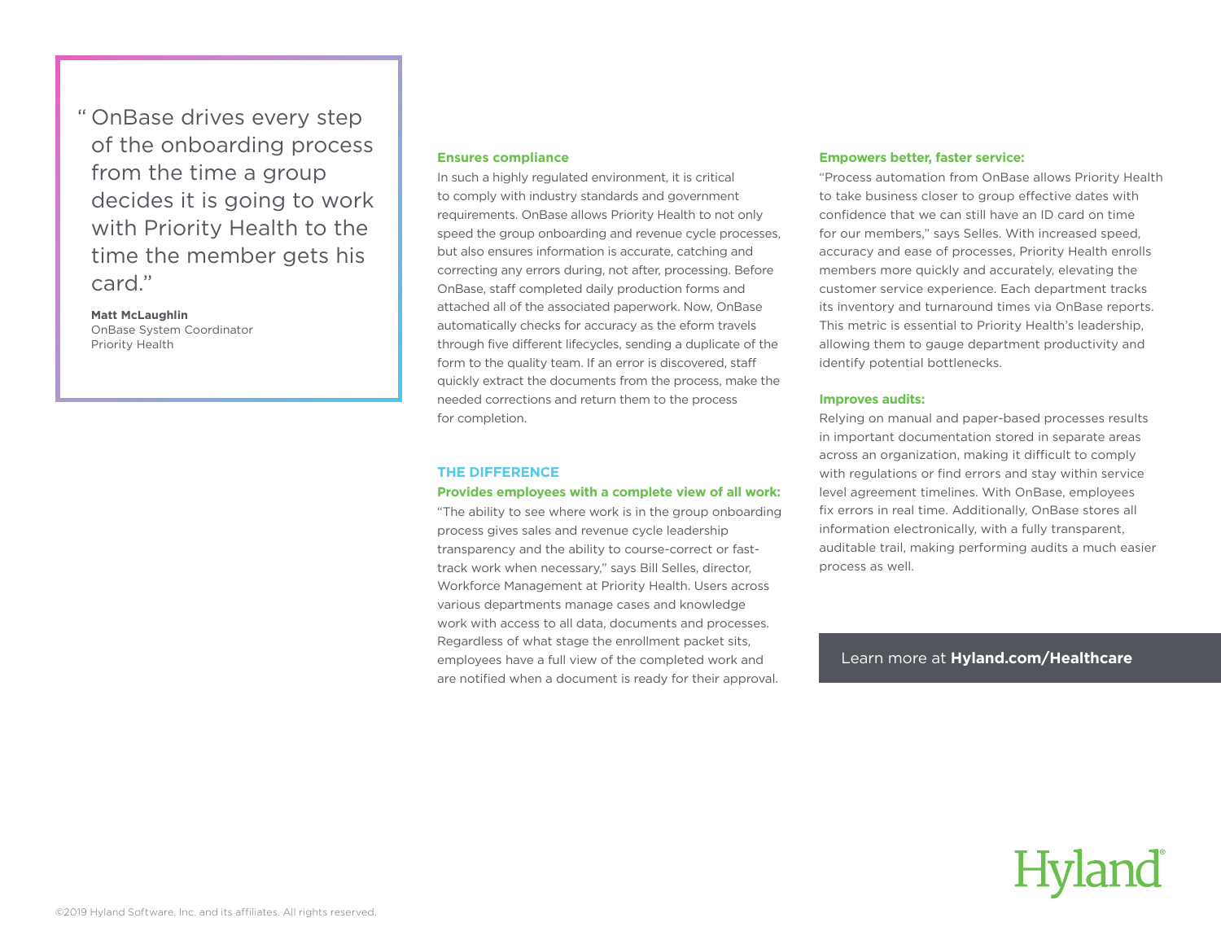> "OnBase drives every step of the onboarding process from the time a group decides it is going to work with Priority Health to the time the member gets his card."
>
> **Matt McLaughlin**
> OnBase System Coordinator
> Priority Health

**Ensures compliance**

In such a highly regulated environment, it is critical to comply with industry standards and government requirements. OnBase allows Priority Health to not only speed the group onboarding and revenue cycle processes, but also ensures information is accurate, catching and correcting any errors during, not after, processing. Before OnBase, staff completed daily production forms and attached all of the associated paperwork. Now, OnBase automatically checks for accuracy as the eform travels through five different lifecycles, sending a duplicate of the form to the quality team. If an error is discovered, staff quickly extract the documents from the process, make the needed corrections and return them to the process for completion.

## THE DIFFERENCE

**Provides employees with a complete view of all work:**

"The ability to see where work is in the group onboarding process gives sales and revenue cycle leadership transparency and the ability to course-correct or fast-track work when necessary," says Bill Selles, director, Workforce Management at Priority Health. Users across various departments manage cases and knowledge work with access to all data, documents and processes. Regardless of what stage the enrollment packet sits, employees have a full view of the completed work and are notified when a document is ready for their approval.

**Empowers better, faster service:**

"Process automation from OnBase allows Priority Health to take business closer to group effective dates with confidence that we can still have an ID card on time for our members," says Selles. With increased speed, accuracy and ease of processes, Priority Health enrolls members more quickly and accurately, elevating the customer service experience. Each department tracks its inventory and turnaround times via OnBase reports. This metric is essential to Priority Health's leadership, allowing them to gauge department productivity and identify potential bottlenecks.

**Improves audits:**

Relying on manual and paper-based processes results in important documentation stored in separate areas across an organization, making it difficult to comply with regulations or find errors and stay within service level agreement timelines. With OnBase, employees fix errors in real time. Additionally, OnBase stores all information electronically, with a fully transparent, auditable trail, making performing audits a much easier process as well.

Learn more at **Hyland.com/Healthcare**

Hyland®

©2019 Hyland Software, Inc. and its affiliates. All rights reserved.